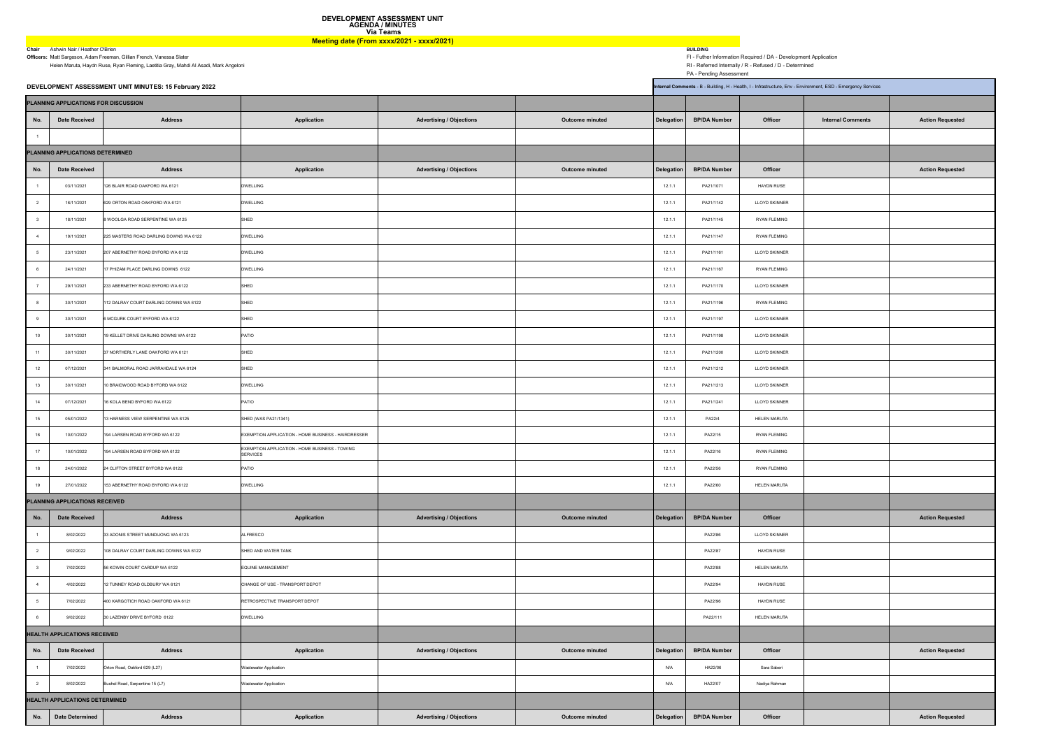# DEVELOPMENT ASSESSMENT UNIT
## AGENDA / MINUTES
### Via Teams

**Meeting date (From xxxx/2021 - xxxx/2021)**

**Chair** Ashwin Nair / Heather O'Brien

**Officers:** Matt Sargeson, Adam Freeman, Gillian French, Vanessa Slater
Helen Marula, Haydn Ruse, Ryan Fleming, Laetitia Gray, Mahdi Al Asadi, Mark Angeloni

**BUILDING**
FI - Futher Information Required / DA - Development Application
RI - Referred Internally / R - Refused / D - Determined
PA - Pending Assessment

**DEVELOPMENT ASSESSMENT UNIT MINUTES: 15 February 2022**

Internal Comments - B - Building, H - Health, I - Infrastructure, Env - Environment, ESD - Emergency Services

| PLANNING APPLICATIONS FOR DISCUSSION | | | | | | | | | | |
|---|---|---|---|---|---|---|---|---|---|---|
| **No.** | **Date Received** | **Address** | **Application** | **Advertising / Objections** | **Outcome minuted** | **Delegation** | **BP/DA Number** | **Officer** | **Internal Comments** | **Action Requested** |
| 1 | | | | | | | | | | |
| **PLANNING APPLICATIONS DETERMINED** | | | | | | | | | | |
| **No.** | **Date Received** | **Address** | **Application** | **Advertising / Objections** | **Outcome minuted** | **Delegation** | **BP/DA Number** | **Officer** | | **Action Requested** |
| 1 | 03/11/2021 | 126 BLAIR ROAD OAKFORD WA 6121 | DWELLING | | | 12.1.1 | PA21/1071 | HAYDN RUSE | | |
| 2 | 16/11/2021 | 629 ORTON ROAD OAKFORD WA 6121 | DWELLING | | | 12.1.1 | PA21/1142 | LLOYD SKINNER | | |
| 3 | 18/11/2021 | 8 WOOLGA ROAD SERPENTINE WA 6125 | SHED | | | 12.1.1 | PA21/1145 | RYAN FLEMING | | |
| 4 | 19/11/2021 | 225 MASTERS ROAD DARLING DOWNS WA 6122 | DWELLING | | | 12.1.1 | PA21/1147 | RYAN FLEMING | | |
| 5 | 23/11/2021 | 207 ABERNETHY ROAD BYFORD WA 6122 | DWELLING | | | 12.1.1 | PA21/1161 | LLOYD SKINNER | | |
| 6 | 24/11/2021 | 17 PHIZAM PLACE DARLING DOWNS 6122 | DWELLING | | | 12.1.1 | PA21/1167 | RYAN FLEMING | | |
| 7 | 29/11/2021 | 233 ABERNETHY ROAD BYFORD WA 6122 | SHED | | | 12.1.1 | PA21/1170 | LLOYD SKINNER | | |
| 8 | 30/11/2021 | 112 DALRAY COURT DARLING DOWNS WA 6122 | SHED | | | 12.1.1 | PA21/1196 | RYAN FLEMING | | |
| 9 | 30/11/2021 | 6 MCGURK COURT BYFORD WA 6122 | SHED | | | 12.1.1 | PA21/1197 | LLOYD SKINNER | | |
| 10 | 30/11/2021 | 19 KELLET DRIVE DARLING DOWNS WA 6122 | PATIO | | | 12.1.1 | PA21/1198 | LLOYD SKINNER | | |
| 11 | 30/11/2021 | 37 NORTHERLY LANE OAKFORD WA 6121 | SHED | | | 12.1.1 | PA21/1200 | LLOYD SKINNER | | |
| 12 | 07/12/2021 | 341 BALMORAL ROAD JARRAHDALE WA 6124 | SHED | | | 12.1.1 | PA21/1212 | LLOYD SKINNER | | |
| 13 | 30/11/2021 | 10 BRAIDWOOD ROAD BYFORD WA 6122 | DWELLING | | | 12.1.1 | PA21/1213 | LLOYD SKINNER | | |
| 14 | 07/12/2021 | 16 KOLA BEND BYFORD WA 6122 | PATIO | | | 12.1.1 | PA21/1241 | LLOYD SKINNER | | |
| 15 | 05/01/2022 | 13 HARNESS VIEW SERPENTINE WA 6125 | SHED (WAS PA21/1341) | | | 12.1.1 | PA22/4 | HELEN MARUTA | | |
| 16 | 10/01/2022 | 194 LARSEN ROAD BYFORD WA 6122 | EXEMPTION APPLICATION - HOME BUSINESS - HAIRDRESSER | | | 12.1.1 | PA22/15 | RYAN FLEMING | | |
| 17 | 10/01/2022 | 194 LARSEN ROAD BYFORD WA 6122 | EXEMPTION APPLICATION - HOME BUSINESS - TOWING SERVICES | | | 12.1.1 | PA22/16 | RYAN FLEMING | | |
| 18 | 24/01/2022 | 24 CLIFTON STREET BYFORD WA 6122 | PATIO | | | 12.1.1 | PA22/56 | RYAN FLEMING | | |
| 19 | 27/01/2022 | 153 ABERNETHY ROAD BYFORD WA 6122 | DWELLING | | | 12.1.1 | PA22/60 | HELEN MARUTA | | |
| **PLANNING APPLICATIONS RECEIVED** | | | | | | | | | | |
| **No.** | **Date Received** | **Address** | **Application** | **Advertising / Objections** | **Outcome minuted** | **Delegation** | **BP/DA Number** | **Officer** | | **Action Requested** |
| 1 | 8/02/2022 | 33 ADONIS STREET MUNDIJONG WA 6123 | ALFRESCO | | | | PA22/86 | LLOYD SKINNER | | |
| 2 | 9/02/2022 | 108 DALRAY COURT DARLING DOWNS WA 6122 | SHED AND WATER TANK | | | | PA22/87 | HAYDN RUSE | | |
| 3 | 7/02/2022 | 56 KOWIN COURT CARDUP WA 6122 | EQUINE MANAGEMENT | | | | PA22/88 | HELEN MARUTA | | |
| 4 | 4/02/2022 | 12 TUNNEY ROAD OLDBURY WA 6121 | CHANGE OF USE - TRANSPORT DEPOT | | | | PA22/94 | HAYDN RUSE | | |
| 5 | 7/02/2022 | 400 KARGOTICH ROAD OAKFORD WA 6121 | RETROSPECTIVE TRANSPORT DEPOT | | | | PA22/96 | HAYDN RUSE | | |
| 6 | 9/02/2022 | 30 LAZENBY DRIVE BYFORD 6122 | DWELLING | | | | PA22/111 | HELEN MARUTA | | |
| **HEALTH APPLICATIONS RECEIVED** | | | | | | | | | | |
| **No.** | **Date Received** | **Address** | **Application** | **Advertising / Objections** | **Outcome minuted** | **Delegation** | **BP/DA Number** | **Officer** | | **Action Requested** |
| 1 | 7/02/2022 | Orton Road, Oakford 629 (L27) | Wastewater Application | | | N/A | HA22/06 | Sara Saberi | | |
| 2 | 8/02/2022 | Bushel Road, Serpentine 15 (L7) | Wastewater Application | | | N/A | HA22/07 | Nadiya Rahman | | |
| **HEALTH APPLICATIONS DETERMINED** | | | | | | | | | | |
| **No.** | **Date Determined** | **Address** | **Application** | **Advertising / Objections** | **Outcome minuted** | **Delegation** | **BP/DA Number** | **Officer** | | **Action Requested** |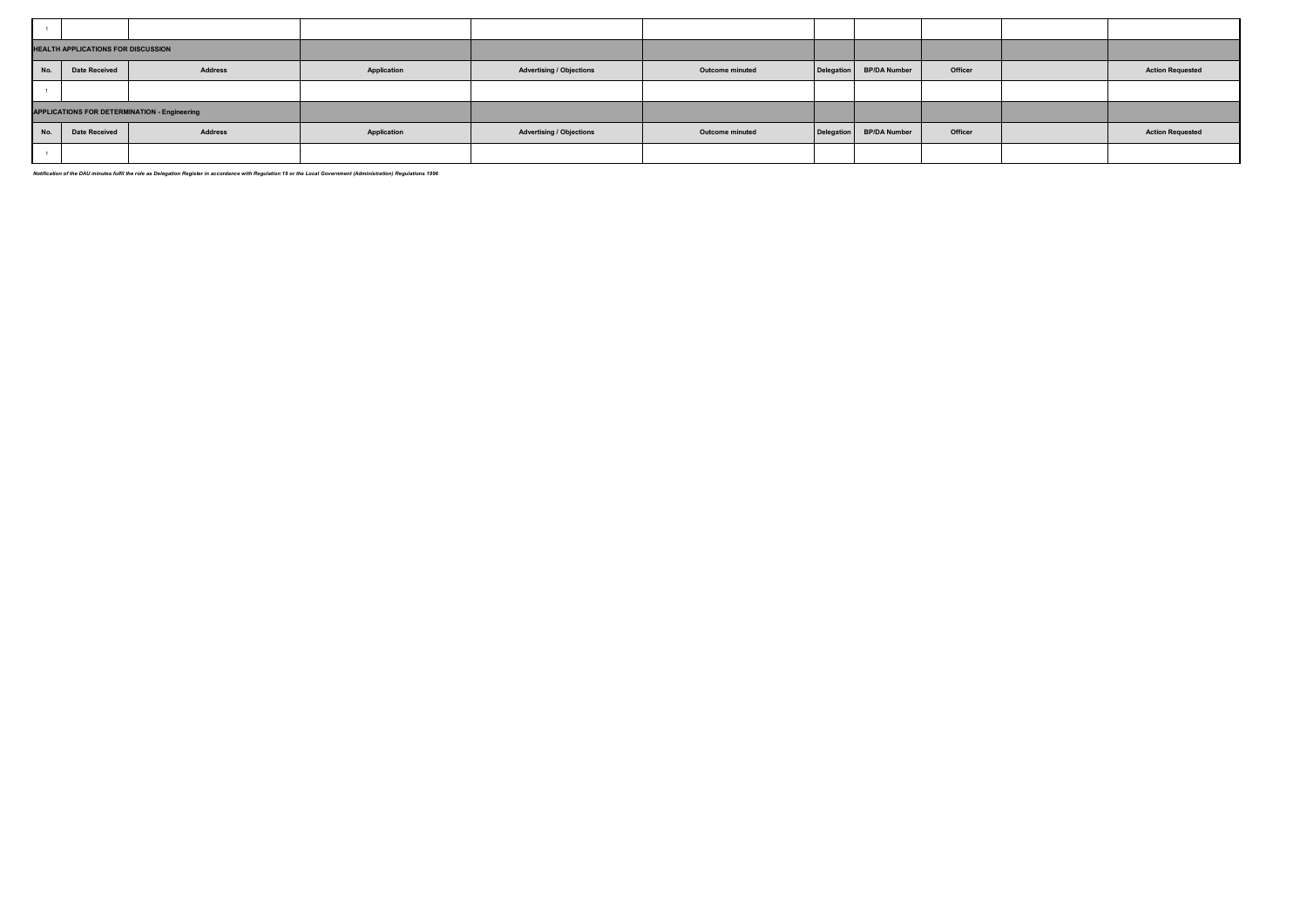| | | | | | | | | | | |
|---|---|---|---|---|---|---|---|---|---|---|
| 1 | | | | | | | | | | |
| **HEALTH APPLICATIONS FOR DISCUSSION** | | | | | | | | | | |
| **No.** | **Date Received** | **Address** | **Application** | **Advertising / Objections** | **Outcome minuted** | **Delegation** | **BP/DA Number** | **Officer** | | **Action Requested** |
| 1 | | | | | | | | | | |
| **APPLICATIONS FOR DETERMINATION - Engineering** | | | | | | | | | | |
| **No.** | **Date Received** | **Address** | **Application** | **Advertising / Objections** | **Outcome minuted** | **Delegation** | **BP/DA Number** | **Officer** | | **Action Requested** |
| 1 | | | | | | | | | | |

***Notification of the DAU minutes fulfil the role as Delegation Register in accordance with Regulation 19 or the Local Government (Administration) Regulations 1996***